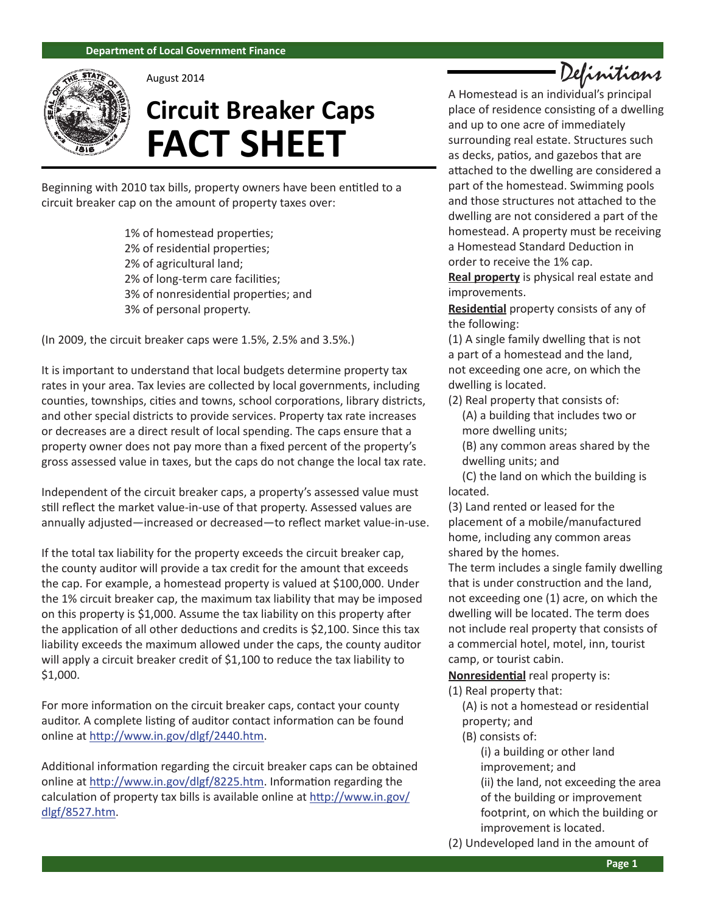Department of Local Government Finance

August 2014

# Circuit Breaker Caps FACT SHEET

Beginning with 2010 tax bills, property owners have been entitled to a circuit breaker cap on the amount of property taxes over:

1% of homestead properties;
2% of residential properties;
2% of agricultural land;
2% of long-term care facilities;
3% of nonresidential properties; and
3% of personal property.

(In 2009, the circuit breaker caps were 1.5%, 2.5% and 3.5%.)

It is important to understand that local budgets determine property tax rates in your area. Tax levies are collected by local governments, including counties, townships, cities and towns, school corporations, library districts, and other special districts to provide services. Property tax rate increases or decreases are a direct result of local spending. The caps ensure that a property owner does not pay more than a fixed percent of the property's gross assessed value in taxes, but the caps do not change the local tax rate.

Independent of the circuit breaker caps, a property's assessed value must still reflect the market value-in-use of that property. Assessed values are annually adjusted—increased or decreased—to reflect market value-in-use.

If the total tax liability for the property exceeds the circuit breaker cap, the county auditor will provide a tax credit for the amount that exceeds the cap. For example, a homestead property is valued at $100,000. Under the 1% circuit breaker cap, the maximum tax liability that may be imposed on this property is $1,000. Assume the tax liability on this property after the application of all other deductions and credits is $2,100. Since this tax liability exceeds the maximum allowed under the caps, the county auditor will apply a circuit breaker credit of $1,100 to reduce the tax liability to $1,000.

For more information on the circuit breaker caps, contact your county auditor. A complete listing of auditor contact information can be found online at http://www.in.gov/dlgf/2440.htm.

Additional information regarding the circuit breaker caps can be obtained online at http://www.in.gov/dlgf/8225.htm. Information regarding the calculation of property tax bills is available online at http://www.in.gov/dlgf/8527.htm.

## Definitions

A Homestead is an individual's principal place of residence consisting of a dwelling and up to one acre of immediately surrounding real estate. Structures such as decks, patios, and gazebos that are attached to the dwelling are considered a part of the homestead. Swimming pools and those structures not attached to the dwelling are not considered a part of the homestead. A property must be receiving a Homestead Standard Deduction in order to receive the 1% cap.

**Real property** is physical real estate and improvements.

**Residential** property consists of any of the following:

(1) A single family dwelling that is not a part of a homestead and the land, not exceeding one acre, on which the dwelling is located.

(2) Real property that consists of:
  (A) a building that includes two or more dwelling units;
  (B) any common areas shared by the dwelling units; and
  (C) the land on which the building is located.

(3) Land rented or leased for the placement of a mobile/manufactured home, including any common areas shared by the homes.

The term includes a single family dwelling that is under construction and the land, not exceeding one (1) acre, on which the dwelling will be located. The term does not include real property that consists of a commercial hotel, motel, inn, tourist camp, or tourist cabin.

**Nonresidential** real property is:

(1) Real property that:
  (A) is not a homestead or residential property; and
  (B) consists of:
    (i) a building or other land improvement; and
    (ii) the land, not exceeding the area of the building or improvement footprint, on which the building or improvement is located.

(2) Undeveloped land in the amount of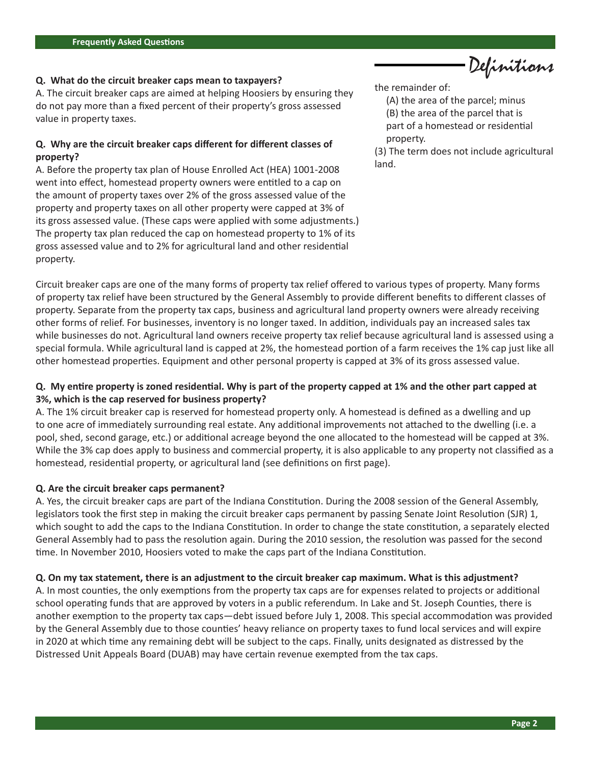## Definitions

the remainder of:

(A) the area of the parcel; minus

(B) the area of the parcel that is part of a homestead or residential property.

(3) The term does not include agricultural land.

**Q. What do the circuit breaker caps mean to taxpayers?**

A. The circuit breaker caps are aimed at helping Hoosiers by ensuring they do not pay more than a fixed percent of their property's gross assessed value in property taxes.

**Q. Why are the circuit breaker caps different for different classes of property?**

A. Before the property tax plan of House Enrolled Act (HEA) 1001-2008 went into effect, homestead property owners were entitled to a cap on the amount of property taxes over 2% of the gross assessed value of the property and property taxes on all other property were capped at 3% of its gross assessed value. (These caps were applied with some adjustments.) The property tax plan reduced the cap on homestead property to 1% of its gross assessed value and to 2% for agricultural land and other residential property.

Circuit breaker caps are one of the many forms of property tax relief offered to various types of property. Many forms of property tax relief have been structured by the General Assembly to provide different benefits to different classes of property. Separate from the property tax caps, business and agricultural land property owners were already receiving other forms of relief. For businesses, inventory is no longer taxed. In addition, individuals pay an increased sales tax while businesses do not. Agricultural land owners receive property tax relief because agricultural land is assessed using a special formula. While agricultural land is capped at 2%, the homestead portion of a farm receives the 1% cap just like all other homestead properties. Equipment and other personal property is capped at 3% of its gross assessed value.

**Q. My entire property is zoned residential. Why is part of the property capped at 1% and the other part capped at 3%, which is the cap reserved for business property?**

A. The 1% circuit breaker cap is reserved for homestead property only. A homestead is defined as a dwelling and up to one acre of immediately surrounding real estate. Any additional improvements not attached to the dwelling (i.e. a pool, shed, second garage, etc.) or additional acreage beyond the one allocated to the homestead will be capped at 3%. While the 3% cap does apply to business and commercial property, it is also applicable to any property not classified as a homestead, residential property, or agricultural land (see definitions on first page).

**Q. Are the circuit breaker caps permanent?**

A. Yes, the circuit breaker caps are part of the Indiana Constitution. During the 2008 session of the General Assembly, legislators took the first step in making the circuit breaker caps permanent by passing Senate Joint Resolution (SJR) 1, which sought to add the caps to the Indiana Constitution. In order to change the state constitution, a separately elected General Assembly had to pass the resolution again. During the 2010 session, the resolution was passed for the second time. In November 2010, Hoosiers voted to make the caps part of the Indiana Constitution.

**Q. On my tax statement, there is an adjustment to the circuit breaker cap maximum. What is this adjustment?**

A. In most counties, the only exemptions from the property tax caps are for expenses related to projects or additional school operating funds that are approved by voters in a public referendum. In Lake and St. Joseph Counties, there is another exemption to the property tax caps—debt issued before July 1, 2008. This special accommodation was provided by the General Assembly due to those counties' heavy reliance on property taxes to fund local services and will expire in 2020 at which time any remaining debt will be subject to the caps. Finally, units designated as distressed by the Distressed Unit Appeals Board (DUAB) may have certain revenue exempted from the tax caps.